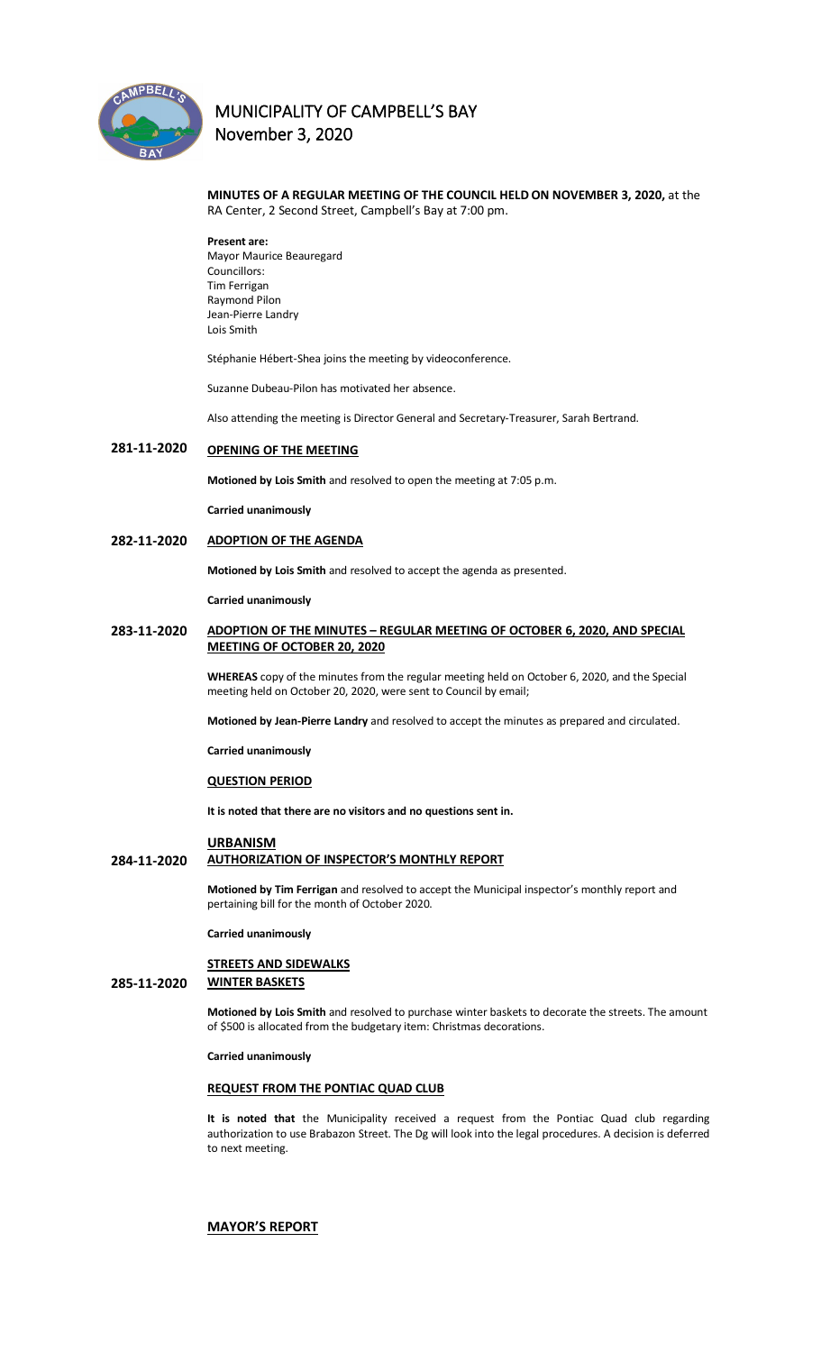# MUNICIPALITY OF CAMPBELL'S BAY
## November 3, 2020

**MINUTES OF A REGULAR MEETING OF THE COUNCIL HELD ON NOVEMBER 3, 2020,** at the RA Center, 2 Second Street, Campbell's Bay at 7:00 pm.

**Present are:**
Mayor Maurice Beauregard
Councillors:
Tim Ferrigan
Raymond Pilon
Jean-Pierre Landry
Lois Smith

Stéphanie Hébert-Shea joins the meeting by videoconference.

Suzanne Dubeau-Pilon has motivated her absence.

Also attending the meeting is Director General and Secretary-Treasurer, Sarah Bertrand.

### 281-11-2020 OPENING OF THE MEETING

**Motioned by Lois Smith** and resolved to open the meeting at 7:05 p.m.

**Carried unanimously**

### 282-11-2020 ADOPTION OF THE AGENDA

**Motioned by Lois Smith** and resolved to accept the agenda as presented.

**Carried unanimously**

### 283-11-2020 ADOPTION OF THE MINUTES – REGULAR MEETING OF OCTOBER 6, 2020, AND SPECIAL MEETING OF OCTOBER 20, 2020

**WHEREAS** copy of the minutes from the regular meeting held on October 6, 2020, and the Special meeting held on October 20, 2020, were sent to Council by email;

**Motioned by Jean-Pierre Landry** and resolved to accept the minutes as prepared and circulated.

**Carried unanimously**

### QUESTION PERIOD

**It is noted that there are no visitors and no questions sent in.**

### URBANISM

### 284-11-2020 AUTHORIZATION OF INSPECTOR'S MONTHLY REPORT

**Motioned by Tim Ferrigan** and resolved to accept the Municipal inspector's monthly report and pertaining bill for the month of October 2020.

**Carried unanimously**

### STREETS AND SIDEWALKS

### 285-11-2020 WINTER BASKETS

**Motioned by Lois Smith** and resolved to purchase winter baskets to decorate the streets. The amount of $500 is allocated from the budgetary item: Christmas decorations.

**Carried unanimously**

### REQUEST FROM THE PONTIAC QUAD CLUB

**It is noted that** the Municipality received a request from the Pontiac Quad club regarding authorization to use Brabazon Street. The Dg will look into the legal procedures. A decision is deferred to next meeting.

### MAYOR'S REPORT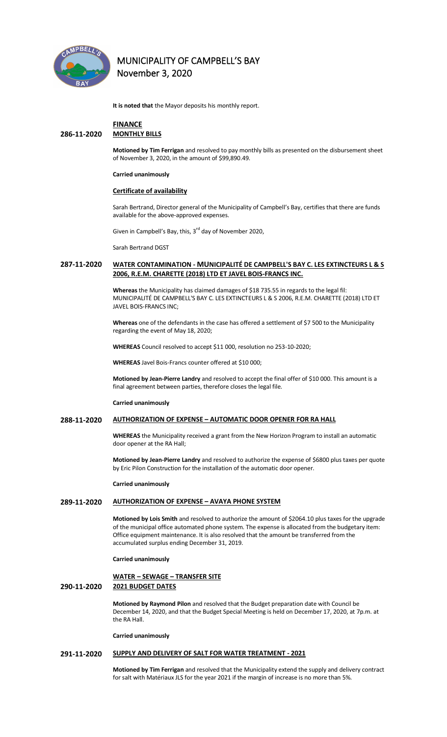**It is noted that** the Mayor deposits his monthly report.

## FINANCE

### 286-11-2020 MONTHLY BILLS

**Motioned by Tim Ferrigan** and resolved to pay monthly bills as presented on the disbursement sheet of November 3, 2020, in the amount of $99,890.49.

**Carried unanimously**

**Certificate of availability**

Sarah Bertrand, Director general of the Municipality of Campbell's Bay, certifies that there are funds available for the above-approved expenses.

Given in Campbell's Bay, this, 3rd day of November 2020,

Sarah Bertrand DGST

### 287-11-2020 WATER CONTAMINATION - MUNICIPALITÉ DE CAMPBELL'S BAY C. LES EXTINCTEURS L & S 2006, R.E.M. CHARETTE (2018) LTD ET JAVEL BOIS-FRANCS INC.

**Whereas** the Municipality has claimed damages of $18 735.55 in regards to the legal fil: MUNICIPALITÉ DE CAMPBELL'S BAY C. LES EXTINCTEURS L & S 2006, R.E.M. CHARETTE (2018) LTD ET JAVEL BOIS-FRANCS INC;

**Whereas** one of the defendants in the case has offered a settlement of $7 500 to the Municipality regarding the event of May 18, 2020;

**WHEREAS** Council resolved to accept $11 000, resolution no 253-10-2020;

**WHEREAS** Javel Bois-Francs counter offered at $10 000;

**Motioned by Jean-Pierre Landry** and resolved to accept the final offer of $10 000. This amount is a final agreement between parties, therefore closes the legal file.

**Carried unanimously**

### 288-11-2020 AUTHORIZATION OF EXPENSE – AUTOMATIC DOOR OPENER FOR RA HALL

**WHEREAS** the Municipality received a grant from the New Horizon Program to install an automatic door opener at the RA Hall;

**Motioned by Jean-Pierre Landry** and resolved to authorize the expense of $6800 plus taxes per quote by Eric Pilon Construction for the installation of the automatic door opener.

**Carried unanimously**

### 289-11-2020 AUTHORIZATION OF EXPENSE – AVAYA PHONE SYSTEM

**Motioned by Lois Smith** and resolved to authorize the amount of $2064.10 plus taxes for the upgrade of the municipal office automated phone system. The expense is allocated from the budgetary item: Office equipment maintenance. It is also resolved that the amount be transferred from the accumulated surplus ending December 31, 2019.

**Carried unanimously**

## WATER – SEWAGE – TRANSFER SITE

### 290-11-2020 2021 BUDGET DATES

**Motioned by Raymond Pilon** and resolved that the Budget preparation date with Council be December 14, 2020, and that the Budget Special Meeting is held on December 17, 2020, at 7p.m. at the RA Hall.

**Carried unanimously**

### 291-11-2020 SUPPLY AND DELIVERY OF SALT FOR WATER TREATMENT - 2021

**Motioned by Tim Ferrigan** and resolved that the Municipality extend the supply and delivery contract for salt with Matériaux JLS for the year 2021 if the margin of increase is no more than 5%.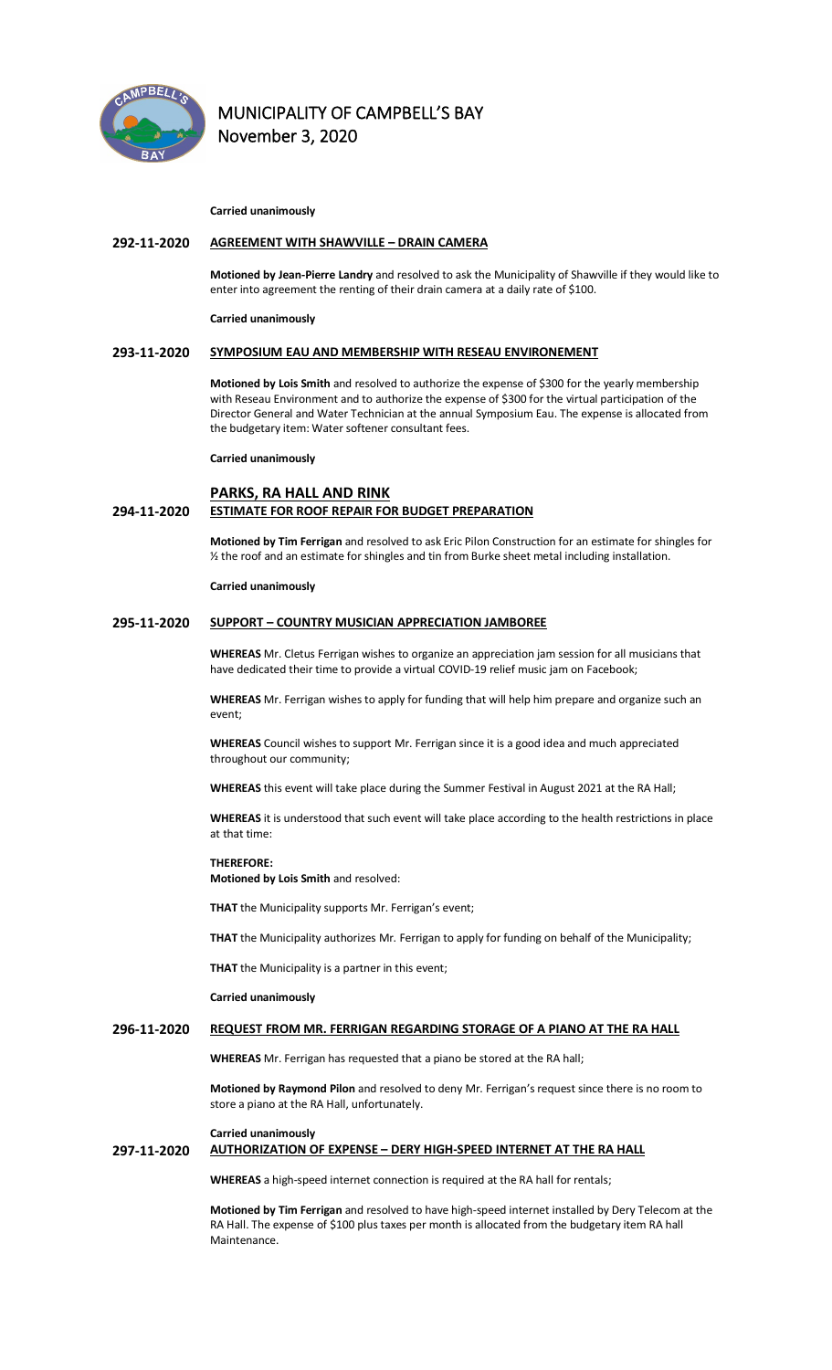**Carried unanimously**

**292-11-2020 AGREEMENT WITH SHAWVILLE – DRAIN CAMERA**

**Motioned by Jean-Pierre Landry** and resolved to ask the Municipality of Shawville if they would like to enter into agreement the renting of their drain camera at a daily rate of $100.

**Carried unanimously**

**293-11-2020 SYMPOSIUM EAU AND MEMBERSHIP WITH RESEAU ENVIRONEMENT**

**Motioned by Lois Smith** and resolved to authorize the expense of $300 for the yearly membership with Reseau Environment and to authorize the expense of $300 for the virtual participation of the Director General and Water Technician at the annual Symposium Eau. The expense is allocated from the budgetary item: Water softener consultant fees.

**Carried unanimously**

**PARKS, RA HALL AND RINK**

**294-11-2020 ESTIMATE FOR ROOF REPAIR FOR BUDGET PREPARATION**

**Motioned by Tim Ferrigan** and resolved to ask Eric Pilon Construction for an estimate for shingles for ½ the roof and an estimate for shingles and tin from Burke sheet metal including installation.

**Carried unanimously**

**295-11-2020 SUPPORT – COUNTRY MUSICIAN APPRECIATION JAMBOREE**

**WHEREAS** Mr. Cletus Ferrigan wishes to organize an appreciation jam session for all musicians that have dedicated their time to provide a virtual COVID-19 relief music jam on Facebook;

**WHEREAS** Mr. Ferrigan wishes to apply for funding that will help him prepare and organize such an event;

**WHEREAS** Council wishes to support Mr. Ferrigan since it is a good idea and much appreciated throughout our community;

**WHEREAS** this event will take place during the Summer Festival in August 2021 at the RA Hall;

**WHEREAS** it is understood that such event will take place according to the health restrictions in place at that time:

**THEREFORE:**
**Motioned by Lois Smith** and resolved:

**THAT** the Municipality supports Mr. Ferrigan's event;

**THAT** the Municipality authorizes Mr. Ferrigan to apply for funding on behalf of the Municipality;

**THAT** the Municipality is a partner in this event;

**Carried unanimously**

**296-11-2020 REQUEST FROM MR. FERRIGAN REGARDING STORAGE OF A PIANO AT THE RA HALL**

**WHEREAS** Mr. Ferrigan has requested that a piano be stored at the RA hall;

**Motioned by Raymond Pilon** and resolved to deny Mr. Ferrigan's request since there is no room to store a piano at the RA Hall, unfortunately.

**Carried unanimously**

**297-11-2020 AUTHORIZATION OF EXPENSE – DERY HIGH-SPEED INTERNET AT THE RA HALL**

**WHEREAS** a high-speed internet connection is required at the RA hall for rentals;

**Motioned by Tim Ferrigan** and resolved to have high-speed internet installed by Dery Telecom at the RA Hall. The expense of $100 plus taxes per month is allocated from the budgetary item RA hall Maintenance.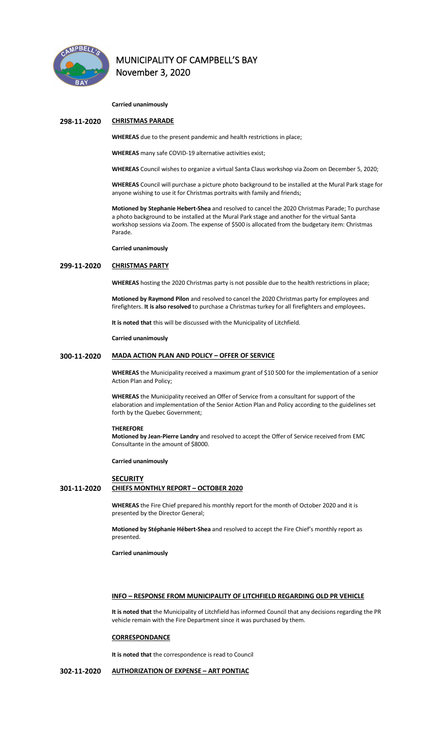**Carried unanimously**

**298-11-2020** **CHRISTMAS PARADE**

**WHEREAS** due to the present pandemic and health restrictions in place;

**WHEREAS** many safe COVID-19 alternative activities exist;

**WHEREAS** Council wishes to organize a virtual Santa Claus workshop via Zoom on December 5, 2020;

**WHEREAS** Council will purchase a picture photo background to be installed at the Mural Park stage for anyone wishing to use it for Christmas portraits with family and friends;

**Motioned by Stephanie Hebert-Shea** and resolved to cancel the 2020 Christmas Parade; To purchase a photo background to be installed at the Mural Park stage and another for the virtual Santa workshop sessions via Zoom. The expense of $500 is allocated from the budgetary item: Christmas Parade.

**Carried unanimously**

**299-11-2020** **CHRISTMAS PARTY**

**WHEREAS** hosting the 2020 Christmas party is not possible due to the health restrictions in place;

**Motioned by Raymond Pilon** and resolved to cancel the 2020 Christmas party for employees and firefighters. **It is also resolved** to purchase a Christmas turkey for all firefighters and employees**.**

**It is noted that** this will be discussed with the Municipality of Litchfield.

**Carried unanimously**

**300-11-2020** **MADA ACTION PLAN AND POLICY – OFFER OF SERVICE**

**WHEREAS** the Municipality received a maximum grant of $10 500 for the implementation of a senior Action Plan and Policy;

**WHEREAS** the Municipality received an Offer of Service from a consultant for support of the elaboration and implementation of the Senior Action Plan and Policy according to the guidelines set forth by the Quebec Government;

**THEREFORE**
**Motioned by Jean-Pierre Landry** and resolved to accept the Offer of Service received from EMC Consultante in the amount of $8000.

**Carried unanimously**

**SECURITY**

**301-11-2020** **CHIEFS MONTHLY REPORT – OCTOBER 2020**

**WHEREAS** the Fire Chief prepared his monthly report for the month of October 2020 and it is presented by the Director General;

**Motioned by Stéphanie Hébert-Shea** and resolved to accept the Fire Chief's monthly report as presented.

**Carried unanimously**

**INFO – RESPONSE FROM MUNICIPALITY OF LITCHFIELD REGARDING OLD PR VEHICLE**

**It is noted that** the Municipality of Litchfield has informed Council that any decisions regarding the PR vehicle remain with the Fire Department since it was purchased by them.

**CORRESPONDANCE**

**It is noted that** the correspondence is read to Council

**302-11-2020** **AUTHORIZATION OF EXPENSE – ART PONTIAC**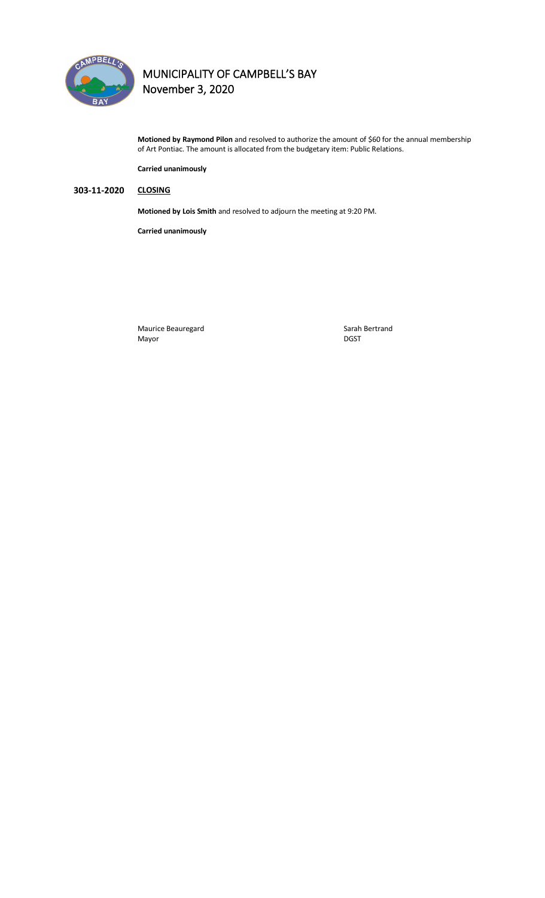**Motioned by Raymond Pilon** and resolved to authorize the amount of $60 for the annual membership of Art Pontiac. The amount is allocated from the budgetary item: Public Relations.

**Carried unanimously**

**303-11-2020** **CLOSING**

**Motioned by Lois Smith** and resolved to adjourn the meeting at 9:20 PM.

**Carried unanimously**

Maurice Beauregard
Mayor

Sarah Bertrand
DGST